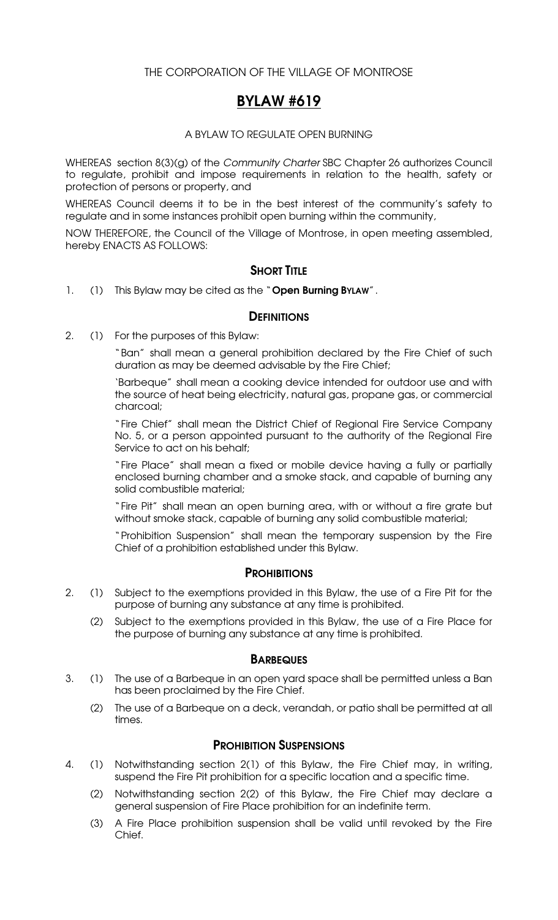THE CORPORATION OF THE VILLAGE OF MONTROSE

# BYLAW #619

A BYLAW TO REGULATE OPEN BURNING

WHEREAS section 8(3)(g) of the *Community Charter* SBC Chapter 26 authorizes Council to regulate, prohibit and impose requirements in relation to the health, safety or protection of persons or property, and

WHEREAS Council deems it to be in the best interest of the community's safety to regulate and in some instances prohibit open burning within the community,

NOW THEREFORE, the Council of the Village of Montrose, in open meeting assembled, hereby ENACTS AS FOLLOWS:

## SHORT TITLE

1. (1) This Bylaw may be cited as the "**Open Burning BYLAW**".

## DEFINITIONS

2. (1) For the purposes of this Bylaw:

"Ban" shall mean a general prohibition declared by the Fire Chief of such duration as may be deemed advisable by the Fire Chief;

'Barbeque" shall mean a cooking device intended for outdoor use and with the source of heat being electricity, natural gas, propane gas, or commercial charcoal;

"Fire Chief" shall mean the District Chief of Regional Fire Service Company No. 5, or a person appointed pursuant to the authority of the Regional Fire Service to act on his behalf;

"Fire Place" shall mean a fixed or mobile device having a fully or partially enclosed burning chamber and a smoke stack, and capable of burning any solid combustible material;

"Fire Pit" shall mean an open burning area, with or without a fire grate but without smoke stack, capable of burning any solid combustible material;

"Prohibition Suspension" shall mean the temporary suspension by the Fire Chief of a prohibition established under this Bylaw.

## PROHIBITIONS

2. (1) Subject to the exemptions provided in this Bylaw, the use of a Fire Pit for the purpose of burning any substance at any time is prohibited.

   (2) Subject to the exemptions provided in this Bylaw, the use of a Fire Place for the purpose of burning any substance at any time is prohibited.

## BARBEQUES

3. (1) The use of a Barbeque in an open yard space shall be permitted unless a Ban has been proclaimed by the Fire Chief.

   (2) The use of a Barbeque on a deck, verandah, or patio shall be permitted at all times.

## PROHIBITION SUSPENSIONS

4. (1) Notwithstanding section 2(1) of this Bylaw, the Fire Chief may, in writing, suspend the Fire Pit prohibition for a specific location and a specific time.

   (2) Notwithstanding section 2(2) of this Bylaw, the Fire Chief may declare a general suspension of Fire Place prohibition for an indefinite term.

   (3) A Fire Place prohibition suspension shall be valid until revoked by the Fire Chief.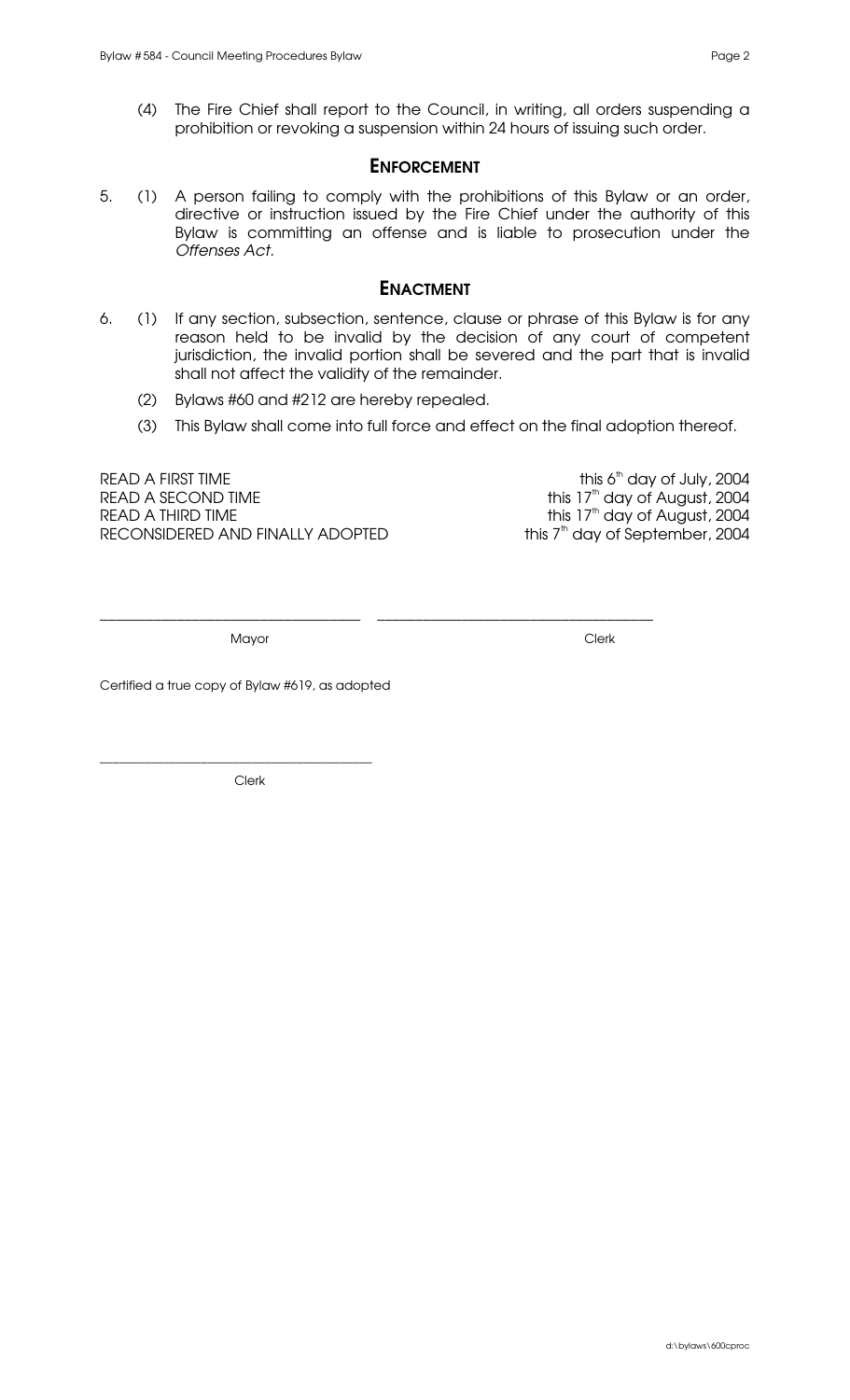(4) The Fire Chief shall report to the Council, in writing, all orders suspending a prohibition or revoking a suspension within 24 hours of issuing such order.

## ENFORCEMENT

5. (1) A person failing to comply with the prohibitions of this Bylaw or an order, directive or instruction issued by the Fire Chief under the authority of this Bylaw is committing an offense and is liable to prosecution under the *Offenses Act.*

## ENACTMENT

6. (1) If any section, subsection, sentence, clause or phrase of this Bylaw is for any reason held to be invalid by the decision of any court of competent jurisdiction, the invalid portion shall be severed and the part that is invalid shall not affect the validity of the remainder.

   (2) Bylaws #60 and #212 are hereby repealed.

   (3) This Bylaw shall come into full force and effect on the final adoption thereof.

| | |
|---|---|
| READ A FIRST TIME | this 6th day of July, 2004 |
| READ A SECOND TIME | this 17th day of August, 2004 |
| READ A THIRD TIME | this 17th day of August, 2004 |
| RECONSIDERED AND FINALLY ADOPTED | this 7th day of September, 2004 |

\_\_\_\_\_\_\_\_\_\_\_\_\_\_\_\_\_\_\_\_\_\_\_\_\_\_\_\_ \_\_\_\_\_\_\_\_\_\_\_\_\_\_\_\_\_\_\_\_\_\_\_\_\_\_\_\_

Mayor Clerk

Certified a true copy of Bylaw #619, as adopted

\_\_\_\_\_\_\_\_\_\_\_\_\_\_\_\_\_\_\_\_\_\_\_\_\_\_\_\_

Clerk

d:\bylaws\600cproc